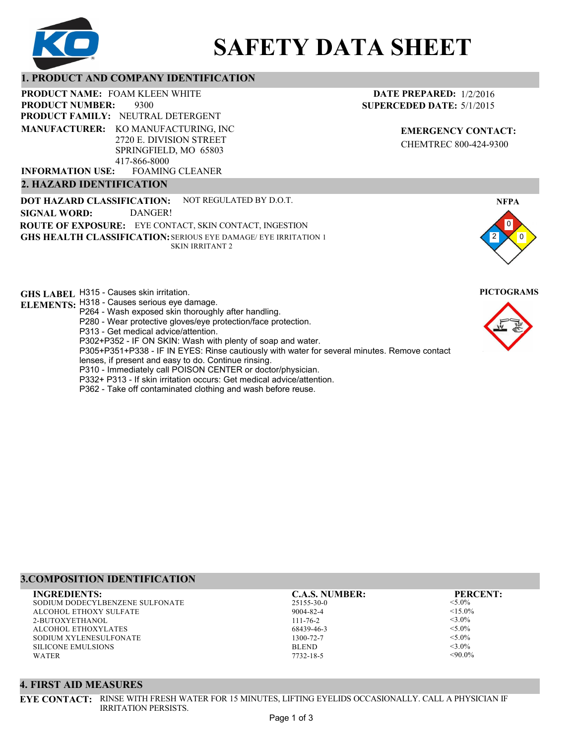# SAFETY DATA SHEET

## 1. PRODUCT AND COMPANY IDENTIFICATION

**PRODUCT NAME:** FOAM KLEEN WHITE
**PRODUCT NUMBER:** 9300
**PRODUCT FAMILY:** NEUTRAL DETERGENT
**MANUFACTURER:** KO MANUFACTURING, INC
2720 E. DIVISION STREET
SPRINGFIELD, MO 65803
417-866-8000
**INFORMATION USE:** FOAMING CLEANER

**DATE PREPARED:** 1/2/2016
**SUPERCEDED DATE:** 5/1/2015

**EMERGENCY CONTACT:**
CHEMTREC 800-424-9300

## 2. HAZARD IDENTIFICATION

**DOT HAZARD CLASSIFICATION:** NOT REGULATED BY D.O.T.
**SIGNAL WORD:** DANGER!
**ROUTE OF EXPOSURE:** EYE CONTACT, SKIN CONTACT, INGESTION
**GHS HEALTH CLASSIFICATION:** SERIOUS EYE DAMAGE/ EYE IRRITATION 1
SKIN IRRITANT 2

**NFPA**
Health: 2, Flammability: 0, Reactivity: 0

**PICTOGRAMS**

**GHS LABEL ELEMENTS:**
H315 - Causes skin irritation.
H318 - Causes serious eye damage.
P264 - Wash exposed skin thoroughly after handling.
P280 - Wear protective gloves/eye protection/face protection.
P313 - Get medical advice/attention.
P302+P352 - IF ON SKIN: Wash with plenty of soap and water.
P305+P351+P338 - IF IN EYES: Rinse cautiously with water for several minutes. Remove contact lenses, if present and easy to do. Continue rinsing.
P310 - Immediately call POISON CENTER or doctor/physician.
P332+ P313 - If skin irritation occurs: Get medical advice/attention.
P362 - Take off contaminated clothing and wash before reuse.

## 3.COMPOSITION IDENTIFICATION

| INGREDIENTS: | C.A.S. NUMBER: | PERCENT: |
|---|---|---|
| SODIUM DODECYLBENZENE SULFONATE | 25155-30-0 | <5.0% |
| ALCOHOL ETHOXY SULFATE | 9004-82-4 | <15.0% |
| 2-BUTOXYETHANOL | 111-76-2 | <3.0% |
| ALCOHOL ETHOXYLATES | 68439-46-3 | <5.0% |
| SODIUM XYLENESULFONATE | 1300-72-7 | <5.0% |
| SILICONE EMULSIONS | BLEND | <3.0% |
| WATER | 7732-18-5 | <90.0% |

## 4. FIRST AID MEASURES

**EYE CONTACT:** RINSE WITH FRESH WATER FOR 15 MINUTES, LIFTING EYELIDS OCCASIONALLY. CALL A PHYSICIAN IF IRRITATION PERSISTS.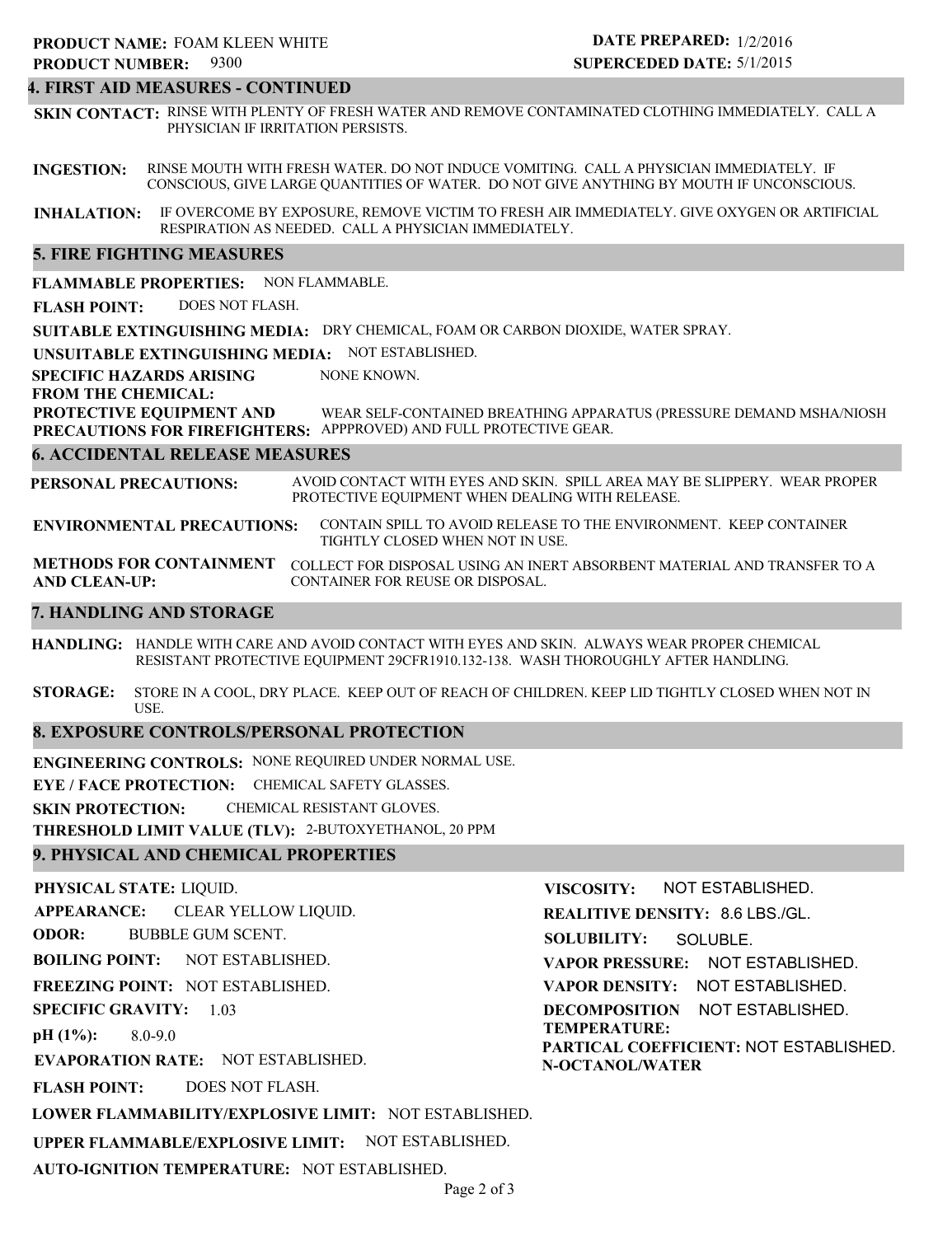**PRODUCT NAME:** FOAM KLEEN WHITE
**PRODUCT NUMBER:** 9300

**DATE PREPARED:** 1/2/2016
**SUPERCEDED DATE:** 5/1/2015

## 4. FIRST AID MEASURES - CONTINUED

**SKIN CONTACT:** RINSE WITH PLENTY OF FRESH WATER AND REMOVE CONTAMINATED CLOTHING IMMEDIATELY. CALL A PHYSICIAN IF IRRITATION PERSISTS.

**INGESTION:** RINSE MOUTH WITH FRESH WATER. DO NOT INDUCE VOMITING. CALL A PHYSICIAN IMMEDIATELY. IF CONSCIOUS, GIVE LARGE QUANTITIES OF WATER. DO NOT GIVE ANYTHING BY MOUTH IF UNCONSCIOUS.

**INHALATION:** IF OVERCOME BY EXPOSURE, REMOVE VICTIM TO FRESH AIR IMMEDIATELY. GIVE OXYGEN OR ARTIFICIAL RESPIRATION AS NEEDED. CALL A PHYSICIAN IMMEDIATELY.

## 5. FIRE FIGHTING MEASURES

**FLAMMABLE PROPERTIES:** NON FLAMMABLE.

**FLASH POINT:** DOES NOT FLASH.

**SUITABLE EXTINGUISHING MEDIA:** DRY CHEMICAL, FOAM OR CARBON DIOXIDE, WATER SPRAY.

**UNSUITABLE EXTINGUISHING MEDIA:** NOT ESTABLISHED.

**SPECIFIC HAZARDS ARISING FROM THE CHEMICAL:** NONE KNOWN.

**PROTECTIVE EQUIPMENT AND PRECAUTIONS FOR FIREFIGHTERS:** WEAR SELF-CONTAINED BREATHING APPARATUS (PRESSURE DEMAND MSHA/NIOSH APPPROVED) AND FULL PROTECTIVE GEAR.

## 6. ACCIDENTAL RELEASE MEASURES

**PERSONAL PRECAUTIONS:** AVOID CONTACT WITH EYES AND SKIN. SPILL AREA MAY BE SLIPPERY. WEAR PROPER PROTECTIVE EQUIPMENT WHEN DEALING WITH RELEASE.

**ENVIRONMENTAL PRECAUTIONS:** CONTAIN SPILL TO AVOID RELEASE TO THE ENVIRONMENT. KEEP CONTAINER TIGHTLY CLOSED WHEN NOT IN USE.

**METHODS FOR CONTAINMENT AND CLEAN-UP:** COLLECT FOR DISPOSAL USING AN INERT ABSORBENT MATERIAL AND TRANSFER TO A CONTAINER FOR REUSE OR DISPOSAL.

## 7. HANDLING AND STORAGE

**HANDLING:** HANDLE WITH CARE AND AVOID CONTACT WITH EYES AND SKIN. ALWAYS WEAR PROPER CHEMICAL RESISTANT PROTECTIVE EQUIPMENT 29CFR1910.132-138. WASH THOROUGHLY AFTER HANDLING.

**STORAGE:** STORE IN A COOL, DRY PLACE. KEEP OUT OF REACH OF CHILDREN. KEEP LID TIGHTLY CLOSED WHEN NOT IN USE.

## 8. EXPOSURE CONTROLS/PERSONAL PROTECTION

**ENGINEERING CONTROLS:** NONE REQUIRED UNDER NORMAL USE.

**EYE / FACE PROTECTION:** CHEMICAL SAFETY GLASSES.

**SKIN PROTECTION:** CHEMICAL RESISTANT GLOVES.

**THRESHOLD LIMIT VALUE (TLV):** 2-BUTOXYETHANOL, 20 PPM

## 9. PHYSICAL AND CHEMICAL PROPERTIES

**PHYSICAL STATE:** LIQUID.

**APPEARANCE:** CLEAR YELLOW LIQUID.

**ODOR:** BUBBLE GUM SCENT.

**BOILING POINT:** NOT ESTABLISHED.

**FREEZING POINT:** NOT ESTABLISHED.

**SPECIFIC GRAVITY:** 1.03

**pH (1%):** 8.0-9.0

**EVAPORATION RATE:** NOT ESTABLISHED.

**FLASH POINT:** DOES NOT FLASH.

**LOWER FLAMMABILITY/EXPLOSIVE LIMIT:** NOT ESTABLISHED.

**UPPER FLAMMABLE/EXPLOSIVE LIMIT:** NOT ESTABLISHED.

**AUTO-IGNITION TEMPERATURE:** NOT ESTABLISHED.

**VISCOSITY:** NOT ESTABLISHED.

**REALITIVE DENSITY:** 8.6 LBS./GL.

**SOLUBILITY:** SOLUBLE.

**VAPOR PRESSURE:** NOT ESTABLISHED.

**VAPOR DENSITY:** NOT ESTABLISHED.

**DECOMPOSITION TEMPERATURE:** NOT ESTABLISHED.

**PARTICAL COEFFICIENT: N-OCTANOL/WATER** NOT ESTABLISHED.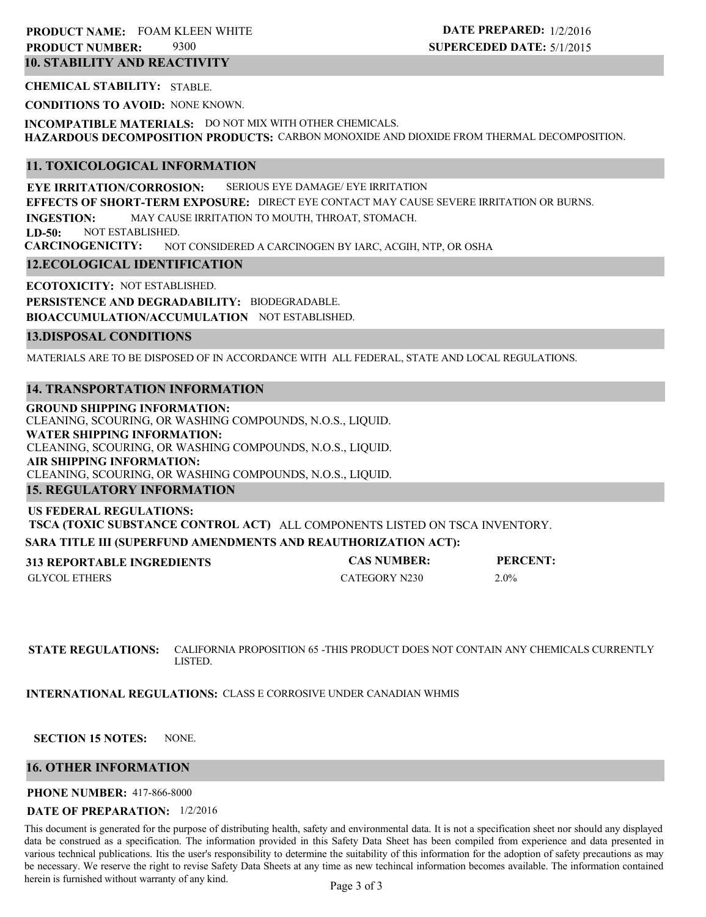## 10. STABILITY AND REACTIVITY

**CHEMICAL STABILITY:** STABLE.

**CONDITIONS TO AVOID:** NONE KNOWN.

**INCOMPATIBLE MATERIALS:** DO NOT MIX WITH OTHER CHEMICALS.

**HAZARDOUS DECOMPOSITION PRODUCTS:** CARBON MONOXIDE AND DIOXIDE FROM THERMAL DECOMPOSITION.

## 11. TOXICOLOGICAL INFORMATION

**EYE IRRITATION/CORROSION:** SERIOUS EYE DAMAGE/ EYE IRRITATION

**EFFECTS OF SHORT-TERM EXPOSURE:** DIRECT EYE CONTACT MAY CAUSE SEVERE IRRITATION OR BURNS.

**INGESTION:** MAY CAUSE IRRITATION TO MOUTH, THROAT, STOMACH.

**LD-50:** NOT ESTABLISHED.

**CARCINOGENICITY:** NOT CONSIDERED A CARCINOGEN BY IARC, ACGIH, NTP, OR OSHA

## 12.ECOLOGICAL IDENTIFICATION

**ECOTOXICITY:** NOT ESTABLISHED.

**PERSISTENCE AND DEGRADABILITY:** BIODEGRADABLE.

**BIOACCUMULATION/ACCUMULATION** NOT ESTABLISHED.

## 13.DISPOSAL CONDITIONS

MATERIALS ARE TO BE DISPOSED OF IN ACCORDANCE WITH ALL FEDERAL, STATE AND LOCAL REGULATIONS.

## 14. TRANSPORTATION INFORMATION

**GROUND SHIPPING INFORMATION:**
CLEANING, SCOURING, OR WASHING COMPOUNDS, N.O.S., LIQUID.

**WATER SHIPPING INFORMATION:**
CLEANING, SCOURING, OR WASHING COMPOUNDS, N.O.S., LIQUID.

**AIR SHIPPING INFORMATION:**
CLEANING, SCOURING, OR WASHING COMPOUNDS, N.O.S., LIQUID.

## 15. REGULATORY INFORMATION

**US FEDERAL REGULATIONS:**

**TSCA (TOXIC SUBSTANCE CONTROL ACT)** ALL COMPONENTS LISTED ON TSCA INVENTORY.

**SARA TITLE III (SUPERFUND AMENDMENTS AND REAUTHORIZATION ACT):**

| 313 REPORTABLE INGREDIENTS | CAS NUMBER: | PERCENT: |
|---|---|---|
| GLYCOL ETHERS | CATEGORY N230 | 2.0% |

**STATE REGULATIONS:** CALIFORNIA PROPOSITION 65 -THIS PRODUCT DOES NOT CONTAIN ANY CHEMICALS CURRENTLY LISTED.

**INTERNATIONAL REGULATIONS:** CLASS E CORROSIVE UNDER CANADIAN WHMIS

**SECTION 15 NOTES:** NONE.

## 16. OTHER INFORMATION

**PHONE NUMBER:** 417-866-8000

**DATE OF PREPARATION:** 1/2/2016

This document is generated for the purpose of distributing health, safety and environmental data. It is not a specification sheet nor should any displayed data be construed as a specification. The information provided in this Safety Data Sheet has been compiled from experience and data presented in various technical publications. Itis the user's responsibility to determine the suitability of this information for the adoption of safety precautions as may be necessary. We reserve the right to revise Safety Data Sheets at any time as new techincal information becomes available. The information contained herein is furnished without warranty of any kind.